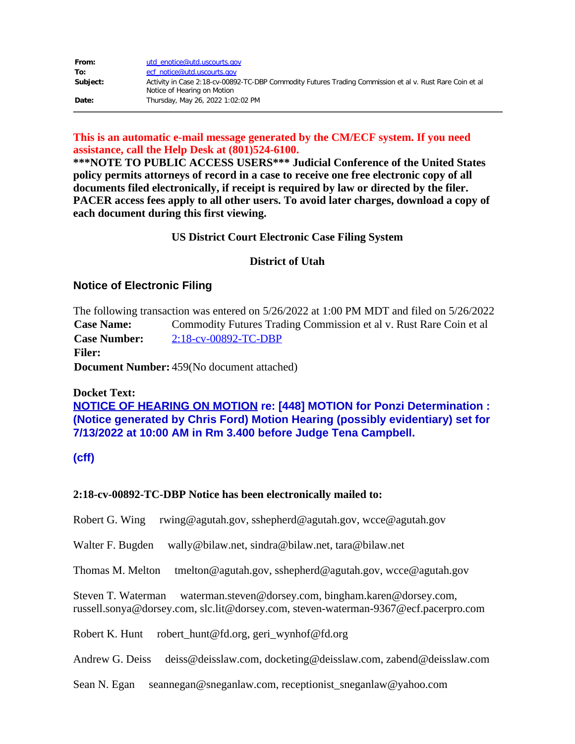| | |
|---|---|
| **From:** | utd_enotice@utd.uscourts.gov |
| **To:** | ecf_notice@utd.uscourts.gov |
| **Subject:** | Activity in Case 2:18-cv-00892-TC-DBP Commodity Futures Trading Commission et al v. Rust Rare Coin et al Notice of Hearing on Motion |
| **Date:** | Thursday, May 26, 2022 1:02:02 PM |

**This is an automatic e-mail message generated by the CM/ECF system. If you need assistance, call the Help Desk at (801)524-6100.**

**\*\*\*NOTE TO PUBLIC ACCESS USERS\*\*\* Judicial Conference of the United States policy permits attorneys of record in a case to receive one free electronic copy of all documents filed electronically, if receipt is required by law or directed by the filer. PACER access fees apply to all other users. To avoid later charges, download a copy of each document during this first viewing.**

**US District Court Electronic Case Filing System**

**District of Utah**

## Notice of Electronic Filing

The following transaction was entered on 5/26/2022 at 1:00 PM MDT and filed on 5/26/2022

| | |
|---|---|
| **Case Name:** | Commodity Futures Trading Commission et al v. Rust Rare Coin et al |
| **Case Number:** | 2:18-cv-00892-TC-DBP |
| **Filer:** | |
| **Document Number:** | 459(No document attached) |

**Docket Text:**

**NOTICE OF HEARING ON MOTION re: [448] MOTION for Ponzi Determination : (Notice generated by Chris Ford) Motion Hearing (possibly evidentiary) set for 7/13/2022 at 10:00 AM in Rm 3.400 before Judge Tena Campbell.**

**(cff)**

**2:18-cv-00892-TC-DBP Notice has been electronically mailed to:**

Robert G. Wing     rwing@agutah.gov, sshepherd@agutah.gov, wcce@agutah.gov

Walter F. Bugden     wally@bilaw.net, sindra@bilaw.net, tara@bilaw.net

Thomas M. Melton     tmelton@agutah.gov, sshepherd@agutah.gov, wcce@agutah.gov

Steven T. Waterman     waterman.steven@dorsey.com, bingham.karen@dorsey.com, russell.sonya@dorsey.com, slc.lit@dorsey.com, steven-waterman-9367@ecf.pacerpro.com

Robert K. Hunt     robert_hunt@fd.org, geri_wynhof@fd.org

Andrew G. Deiss     deiss@deisslaw.com, docketing@deisslaw.com, zabend@deisslaw.com

Sean N. Egan     seannegan@sneganlaw.com, receptionist_sneganlaw@yahoo.com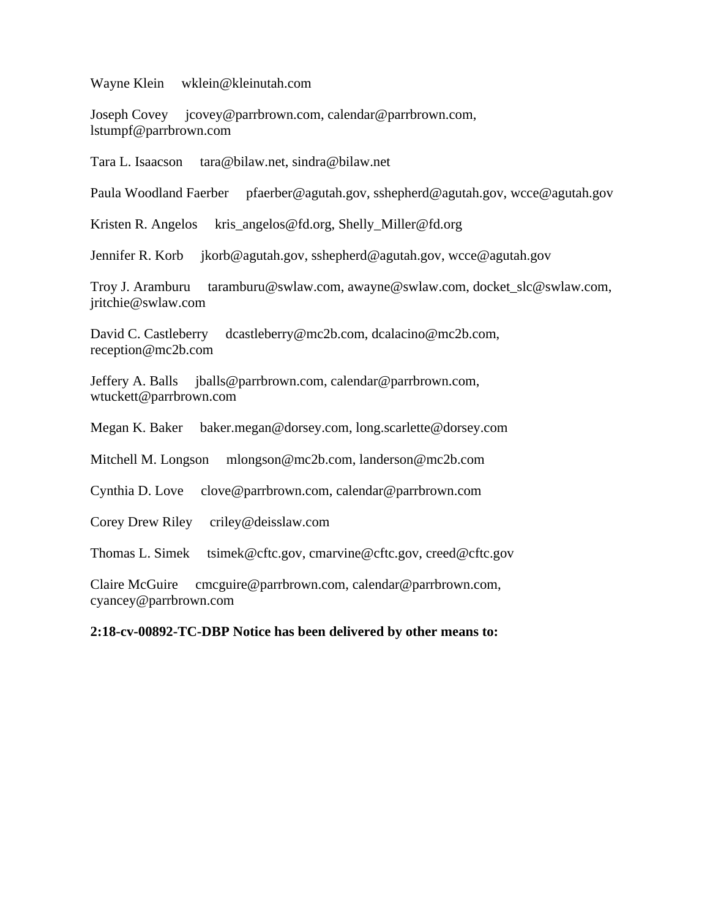Wayne Klein wklein@kleinutah.com

Joseph Covey jcovey@parrbrown.com, calendar@parrbrown.com, lstumpf@parrbrown.com

Tara L. Isaacson tara@bilaw.net, sindra@bilaw.net

Paula Woodland Faerber pfaerber@agutah.gov, sshepherd@agutah.gov, wcce@agutah.gov

Kristen R. Angelos kris_angelos@fd.org, Shelly_Miller@fd.org

Jennifer R. Korb jkorb@agutah.gov, sshepherd@agutah.gov, wcce@agutah.gov

Troy J. Aramburu taramburu@swlaw.com, awayne@swlaw.com, docket_slc@swlaw.com, jritchie@swlaw.com

David C. Castleberry dcastleberry@mc2b.com, dcalacino@mc2b.com, reception@mc2b.com

Jeffery A. Balls jballs@parrbrown.com, calendar@parrbrown.com, wtuckett@parrbrown.com

Megan K. Baker baker.megan@dorsey.com, long.scarlette@dorsey.com

Mitchell M. Longson mlongson@mc2b.com, landerson@mc2b.com

Cynthia D. Love clove@parrbrown.com, calendar@parrbrown.com

Corey Drew Riley criley@deisslaw.com

Thomas L. Simek tsimek@cftc.gov, cmarvine@cftc.gov, creed@cftc.gov

Claire McGuire cmcguire@parrbrown.com, calendar@parrbrown.com, cyancey@parrbrown.com

**2:18-cv-00892-TC-DBP Notice has been delivered by other means to:**